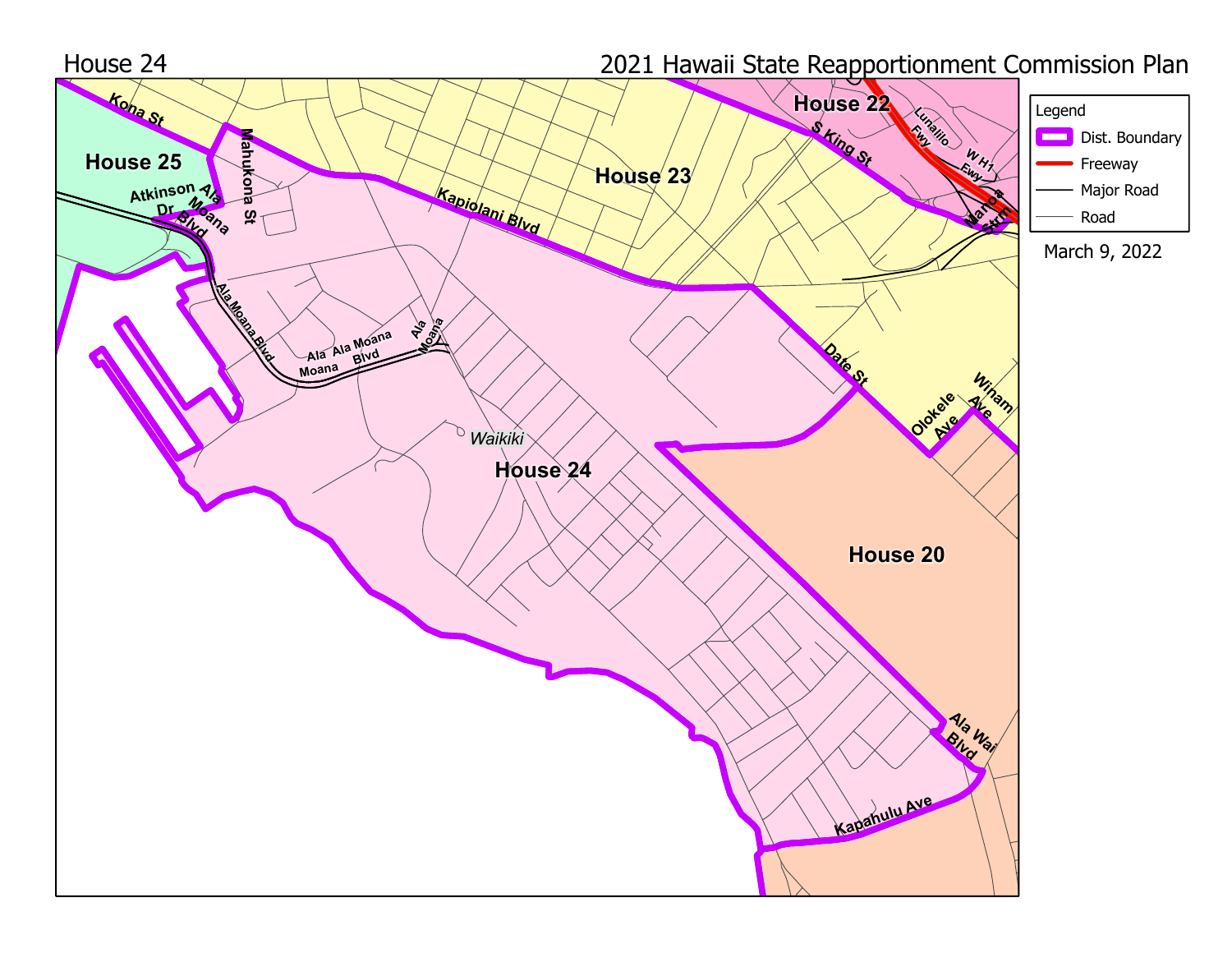House 24

2021 Hawaii State Reapportionment Commission Plan

Legend

- Dist. Boundary
- Freeway
- Major Road
- Road

March 9, 2022

House 25

House 22

House 23

House 24

House 20

Waikiki

Kona St

Mahukona St

Atkinson Dr

Ala Moana Blvd

Kapiolani Blvd

S King St

Lunalilo Fwy

W H1 Fwy

Manoa Strm

Date St

Olokele Ave

Winam Ave

Ala Wai Blvd

Kapahulu Ave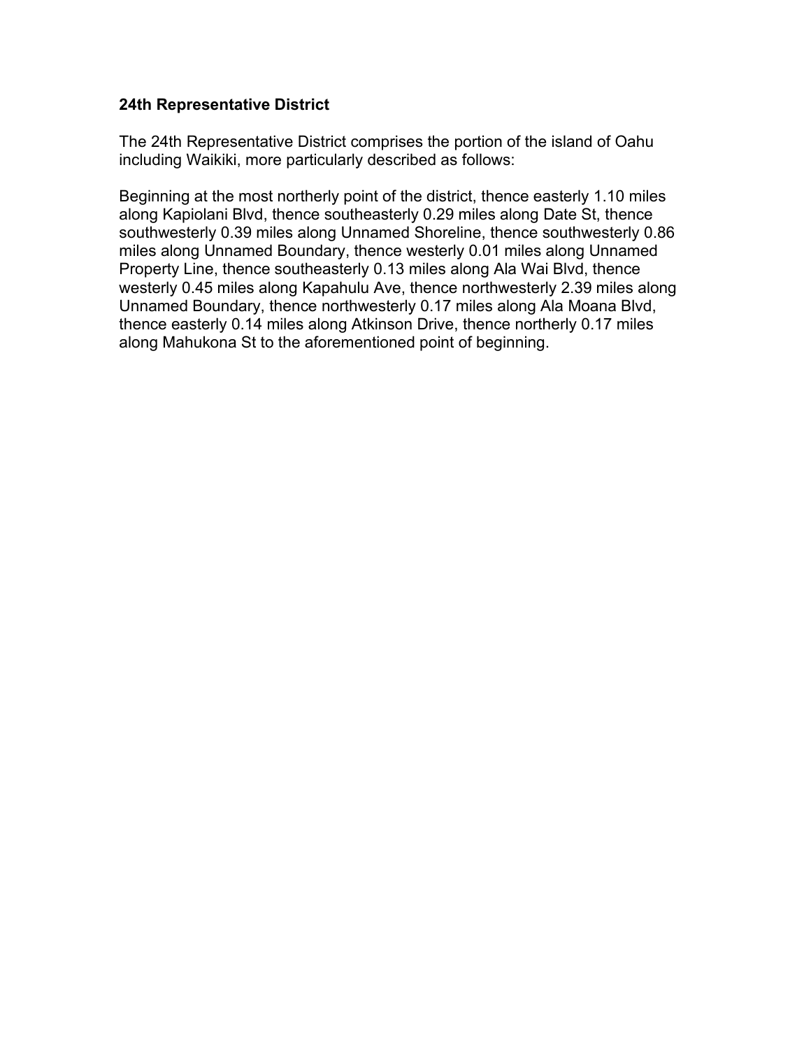**24th Representative District**

The 24th Representative District comprises the portion of the island of Oahu including Waikiki, more particularly described as follows:

Beginning at the most northerly point of the district, thence easterly 1.10 miles along Kapiolani Blvd, thence southeasterly 0.29 miles along Date St, thence southwesterly 0.39 miles along Unnamed Shoreline, thence southwesterly 0.86 miles along Unnamed Boundary, thence westerly 0.01 miles along Unnamed Property Line, thence southeasterly 0.13 miles along Ala Wai Blvd, thence westerly 0.45 miles along Kapahulu Ave, thence northwesterly 2.39 miles along Unnamed Boundary, thence northwesterly 0.17 miles along Ala Moana Blvd, thence easterly 0.14 miles along Atkinson Drive, thence northerly 0.17 miles along Mahukona St to the aforementioned point of beginning.